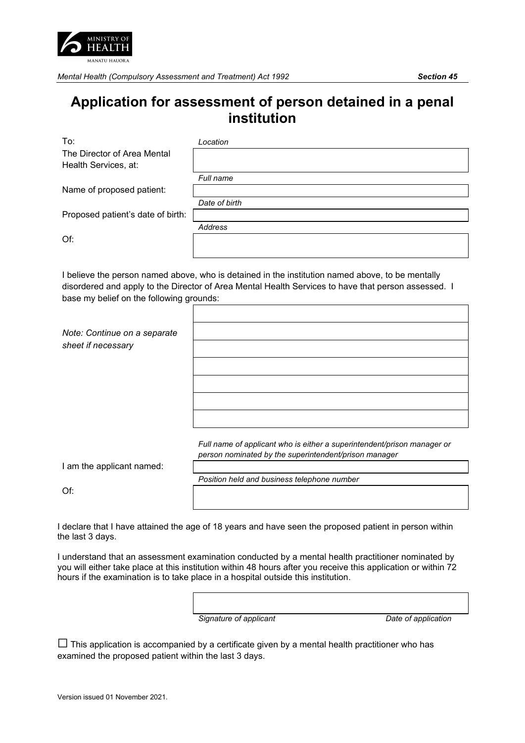MINISTRY OF HEALTH
MANATU HAUORA

*Mental Health (Compulsory Assessment and Treatment) Act 1992* ***Section 45***

# Application for assessment of person detained in a penal institution

| | |
|---|---|
| To: The Director of Area Mental Health Services, at: | *Location* |
| Name of proposed patient: | *Full name* |
| Proposed patient's date of birth: | *Date of birth* |
| Of: | *Address* |

I believe the person named above, who is detained in the institution named above, to be mentally disordered and apply to the Director of Area Mental Health Services to have that person assessed. I base my belief on the following grounds:

*Note: Continue on a separate sheet if necessary*

| |
|---|
| |
| |
| |
| |
| |
| |
| |

| | |
|---|---|
| I am the applicant named: | *Full name of applicant who is either a superintendent/prison manager or person nominated by the superintendent/prison manager* |
| Of: | *Position held and business telephone number* |

I declare that I have attained the age of 18 years and have seen the proposed patient in person within the last 3 days.

I understand that an assessment examination conducted by a mental health practitioner nominated by you will either take place at this institution within 48 hours after you receive this application or within 72 hours if the examination is to take place in a hospital outside this institution.

| | |
|---|---|
| *Signature of applicant* | *Date of application* |

☐ This application is accompanied by a certificate given by a mental health practitioner who has examined the proposed patient within the last 3 days.

Version issued 01 November 2021.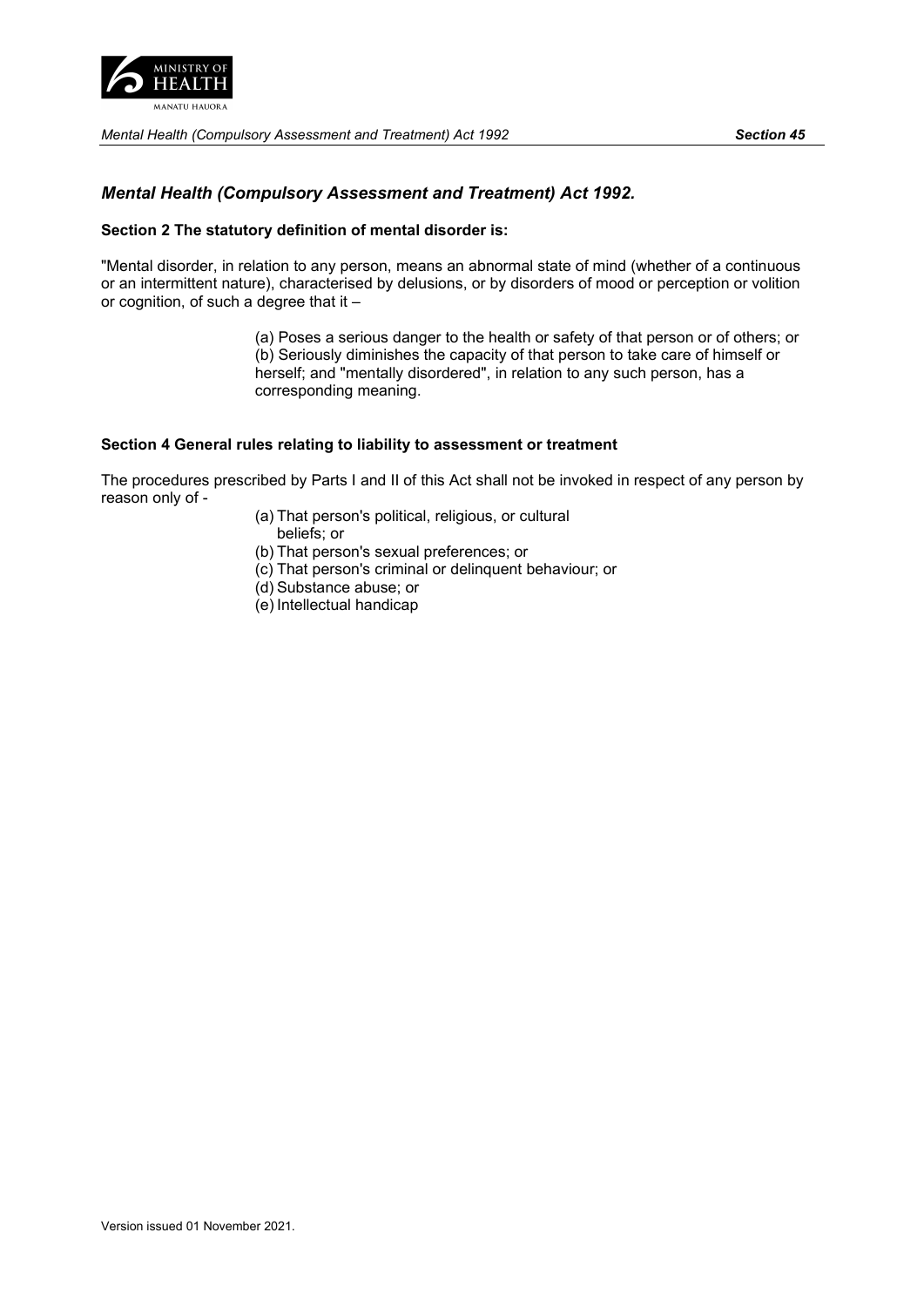## *Mental Health (Compulsory Assessment and Treatment) Act 1992.*

### Section 2 The statutory definition of mental disorder is:

"Mental disorder, in relation to any person, means an abnormal state of mind (whether of a continuous or an intermittent nature), characterised by delusions, or by disorders of mood or perception or volition or cognition, of such a degree that it –

(a) Poses a serious danger to the health or safety of that person or of others; or
(b) Seriously diminishes the capacity of that person to take care of himself or herself; and "mentally disordered", in relation to any such person, has a corresponding meaning.

### Section 4 General rules relating to liability to assessment or treatment

The procedures prescribed by Parts I and II of this Act shall not be invoked in respect of any person by reason only of -

(a) That person's political, religious, or cultural beliefs; or
(b) That person's sexual preferences; or
(c) That person's criminal or delinquent behaviour; or
(d) Substance abuse; or
(e) Intellectual handicap

Version issued 01 November 2021.